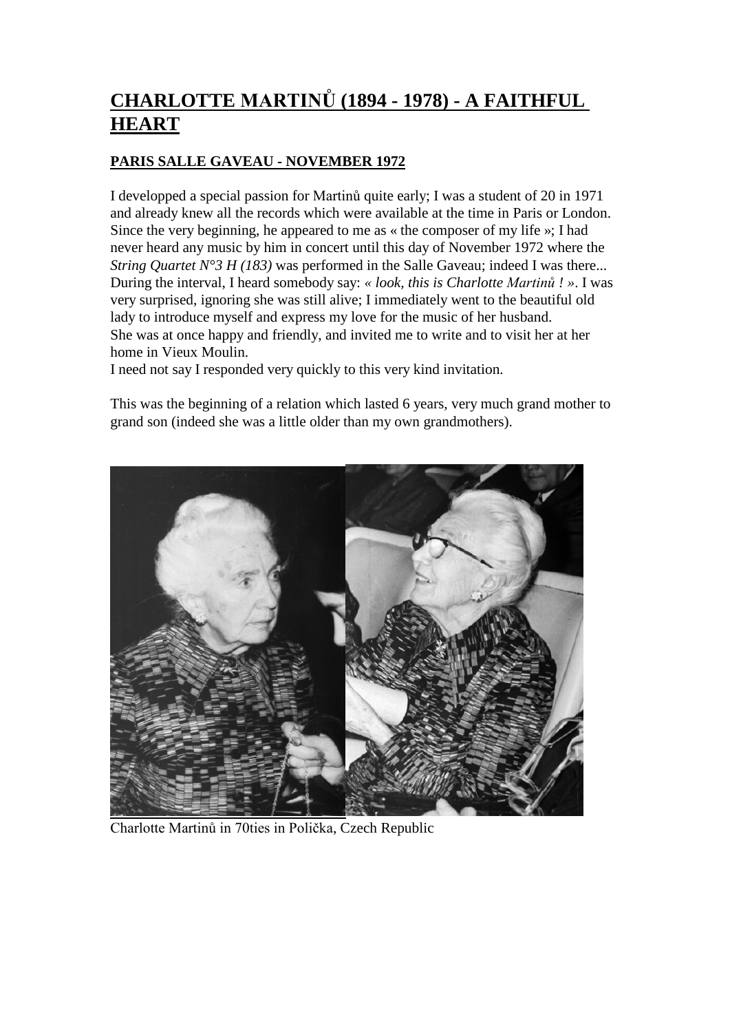# CHARLOTTE MARTINŮ (1894 - 1978) - A FAITHFUL HEART

## PARIS SALLE GAVEAU - NOVEMBER 1972

I developped a special passion for Martinů quite early; I was a student of 20 in 1971 and already knew all the records which were available at the time in Paris or London. Since the very beginning, he appeared to me as « the composer of my life »; I had never heard any music by him in concert until this day of November 1972 where the *String Quartet N°3 H (183)* was performed in the Salle Gaveau; indeed I was there... During the interval, I heard somebody say: *« look, this is Charlotte Martinů ! »*. I was very surprised, ignoring she was still alive; I immediately went to the beautiful old lady to introduce myself and express my love for the music of her husband.
She was at once happy and friendly, and invited me to write and to visit her at her home in Vieux Moulin.
I need not say I responded very quickly to this very kind invitation.

This was the beginning of a relation which lasted 6 years, very much grand mother to grand son (indeed she was a little older than my own grandmothers).

Charlotte Martinů in 70ties in Polička, Czech Republic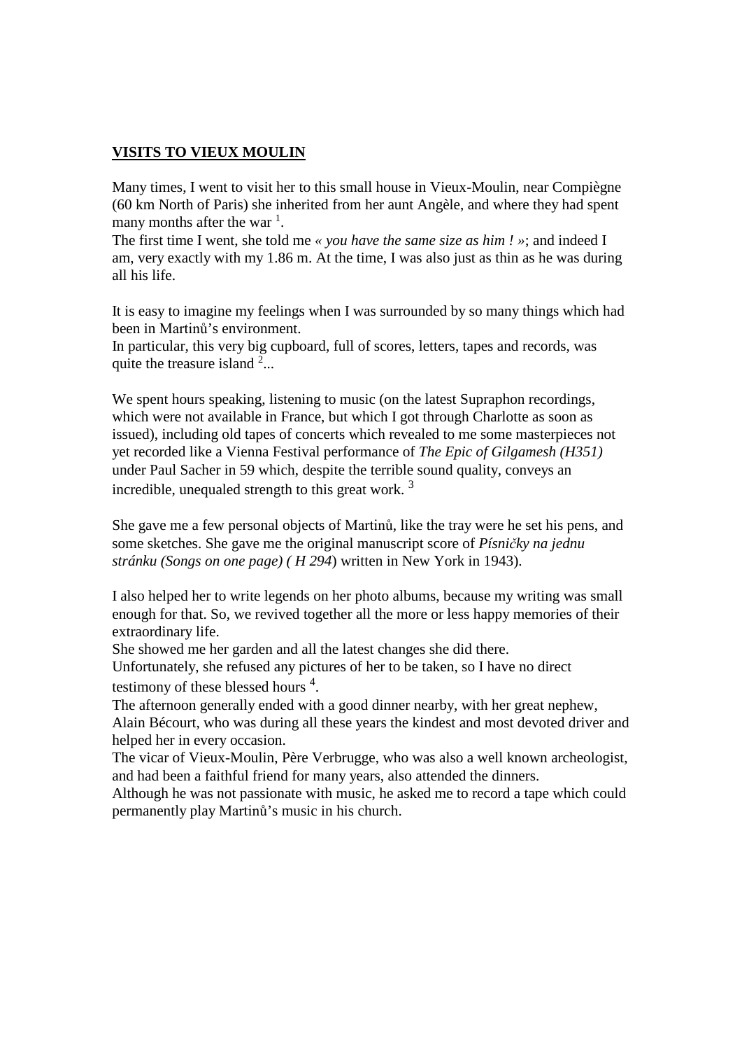**VISITS TO VIEUX MOULIN**

Many times, I went to visit her to this small house in Vieux-Moulin, near Compiègne (60 km North of Paris) she inherited from her aunt Angèle, and where they had spent many months after the war [1].

The first time I went, she told me *« you have the same size as him ! »*; and indeed I am, very exactly with my 1.86 m. At the time, I was also just as thin as he was during all his life.

It is easy to imagine my feelings when I was surrounded by so many things which had been in Martinů's environment.

In particular, this very big cupboard, full of scores, letters, tapes and records, was quite the treasure island [2]...

We spent hours speaking, listening to music (on the latest Supraphon recordings, which were not available in France, but which I got through Charlotte as soon as issued), including old tapes of concerts which revealed to me some masterpieces not yet recorded like a Vienna Festival performance of *The Epic of Gilgamesh (H351)* under Paul Sacher in 59 which, despite the terrible sound quality, conveys an incredible, unequaled strength to this great work. [3]

She gave me a few personal objects of Martinů, like the tray were he set his pens, and some sketches. She gave me the original manuscript score of *Písničky na jednu stránku (Songs on one page) ( H 294*) written in New York in 1943).

I also helped her to write legends on her photo albums, because my writing was small enough for that. So, we revived together all the more or less happy memories of their extraordinary life.

She showed me her garden and all the latest changes she did there.

Unfortunately, she refused any pictures of her to be taken, so I have no direct testimony of these blessed hours [4].

The afternoon generally ended with a good dinner nearby, with her great nephew, Alain Bécourt, who was during all these years the kindest and most devoted driver and helped her in every occasion.

The vicar of Vieux-Moulin, Père Verbrugge, who was also a well known archeologist, and had been a faithful friend for many years, also attended the dinners.

Although he was not passionate with music, he asked me to record a tape which could permanently play Martinů's music in his church.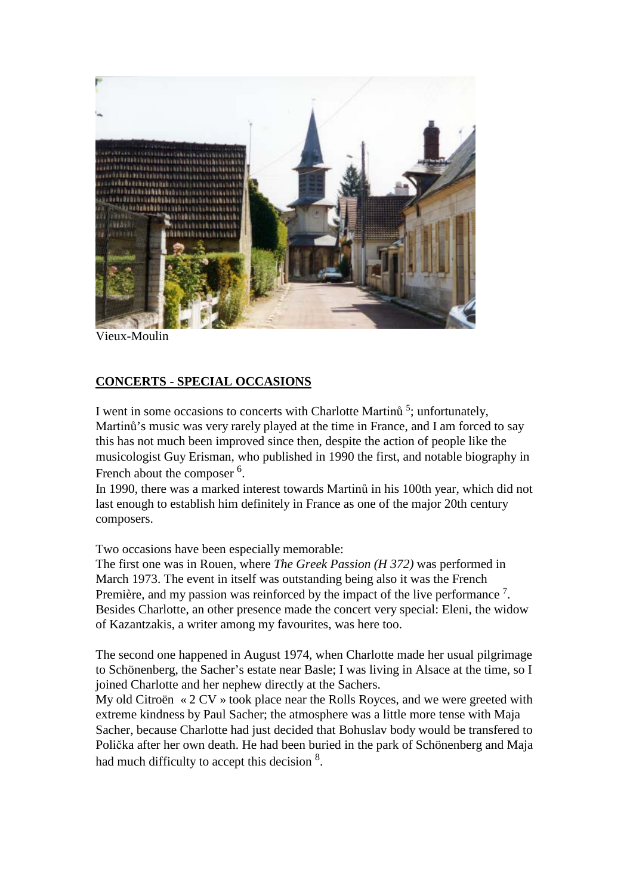Vieux-Moulin

## CONCERTS - SPECIAL OCCASIONS

I went in some occasions to concerts with Charlotte Martinů [5]; unfortunately, Martinů's music was very rarely played at the time in France, and I am forced to say this has not much been improved since then, despite the action of people like the musicologist Guy Erisman, who published in 1990 the first, and notable biography in French about the composer [6].

In 1990, there was a marked interest towards Martinů in his 100th year, which did not last enough to establish him definitely in France as one of the major 20th century composers.

Two occasions have been especially memorable:

The first one was in Rouen, where *The Greek Passion (H 372)* was performed in March 1973. The event in itself was outstanding being also it was the French Première, and my passion was reinforced by the impact of the live performance [7]. Besides Charlotte, an other presence made the concert very special: Eleni, the widow of Kazantzakis, a writer among my favourites, was here too.

The second one happened in August 1974, when Charlotte made her usual pilgrimage to Schönenberg, the Sacher's estate near Basle; I was living in Alsace at the time, so I joined Charlotte and her nephew directly at the Sachers.

My old Citroën « 2 CV » took place near the Rolls Royces, and we were greeted with extreme kindness by Paul Sacher; the atmosphere was a little more tense with Maja Sacher, because Charlotte had just decided that Bohuslav body would be transfered to Polička after her own death. He had been buried in the park of Schönenberg and Maja had much difficulty to accept this decision [8].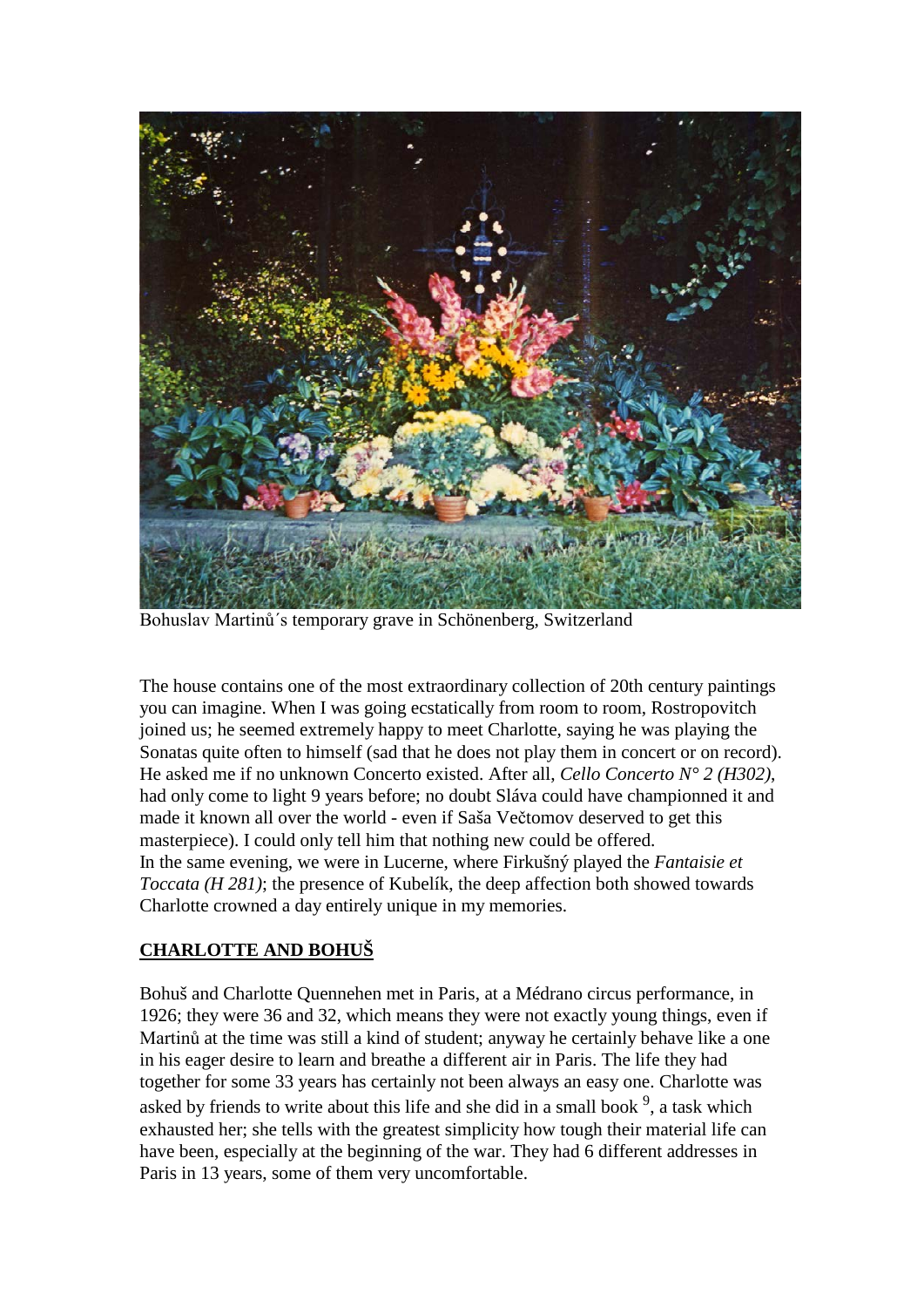Bohuslav Martinů´s temporary grave in Schönenberg, Switzerland

The house contains one of the most extraordinary collection of 20th century paintings you can imagine. When I was going ecstatically from room to room, Rostropovitch joined us; he seemed extremely happy to meet Charlotte, saying he was playing the Sonatas quite often to himself (sad that he does not play them in concert or on record). He asked me if no unknown Concerto existed. After all, *Cello Concerto N° 2 (H302)*, had only come to light 9 years before; no doubt Sláva could have championned it and made it known all over the world - even if Saša Večtomov deserved to get this masterpiece). I could only tell him that nothing new could be offered.
In the same evening, we were in Lucerne, where Firkušný played the *Fantaisie et Toccata (H 281)*; the presence of Kubelík, the deep affection both showed towards Charlotte crowned a day entirely unique in my memories.

## **CHARLOTTE AND BOHUŠ**

Bohuš and Charlotte Quennehen met in Paris, at a Médrano circus performance, in 1926; they were 36 and 32, which means they were not exactly young things, even if Martinů at the time was still a kind of student; anyway he certainly behave like a one in his eager desire to learn and breathe a different air in Paris. The life they had together for some 33 years has certainly not been always an easy one. Charlotte was asked by friends to write about this life and she did in a small book [9], a task which exhausted her; she tells with the greatest simplicity how tough their material life can have been, especially at the beginning of the war. They had 6 different addresses in Paris in 13 years, some of them very uncomfortable.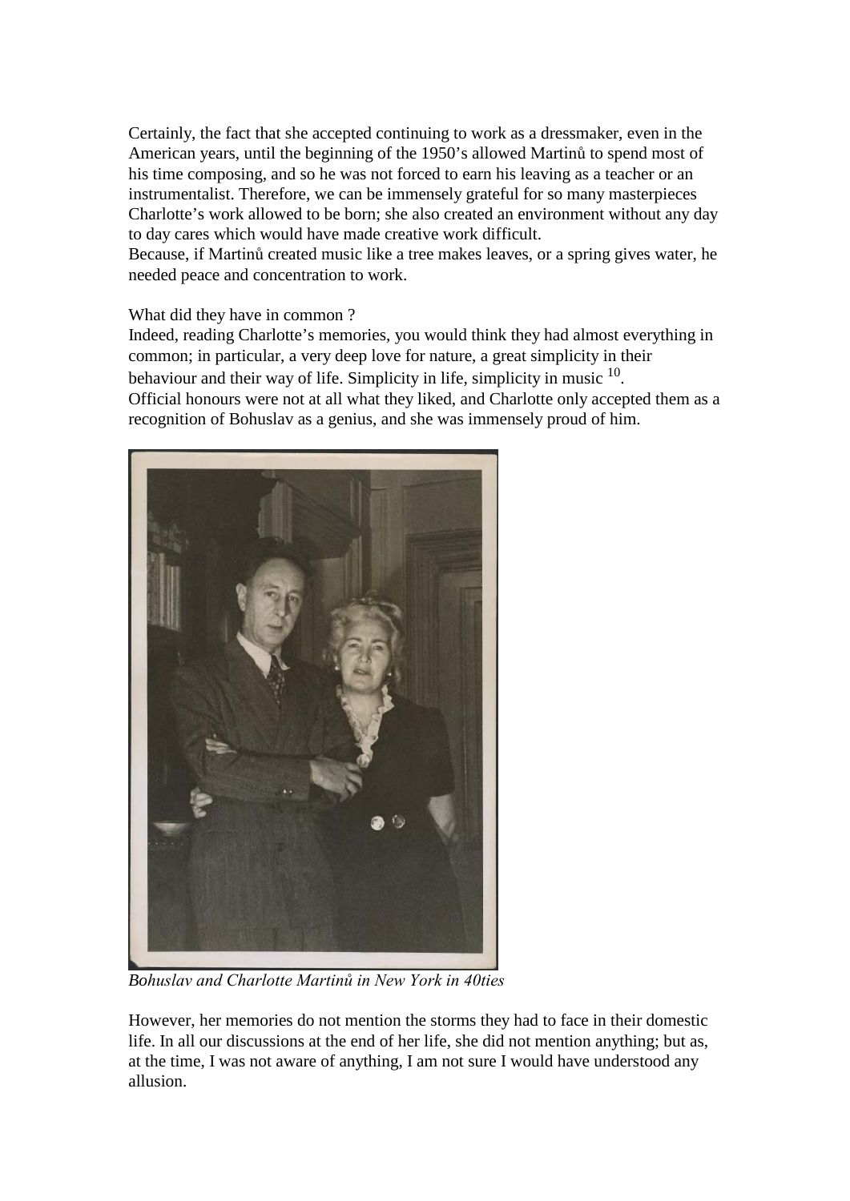Certainly, the fact that she accepted continuing to work as a dressmaker, even in the American years, until the beginning of the 1950's allowed Martinů to spend most of his time composing, and so he was not forced to earn his leaving as a teacher or an instrumentalist. Therefore, we can be immensely grateful for so many masterpieces Charlotte's work allowed to be born; she also created an environment without any day to day cares which would have made creative work difficult.
Because, if Martinů created music like a tree makes leaves, or a spring gives water, he needed peace and concentration to work.

What did they have in common ?
Indeed, reading Charlotte's memories, you would think they had almost everything in common; in particular, a very deep love for nature, a great simplicity in their behaviour and their way of life. Simplicity in life, simplicity in music [10].
Official honours were not at all what they liked, and Charlotte only accepted them as a recognition of Bohuslav as a genius, and she was immensely proud of him.

*Bohuslav and Charlotte Martinů in New York in 40ties*

However, her memories do not mention the storms they had to face in their domestic life. In all our discussions at the end of her life, she did not mention anything; but as, at the time, I was not aware of anything, I am not sure I would have understood any allusion.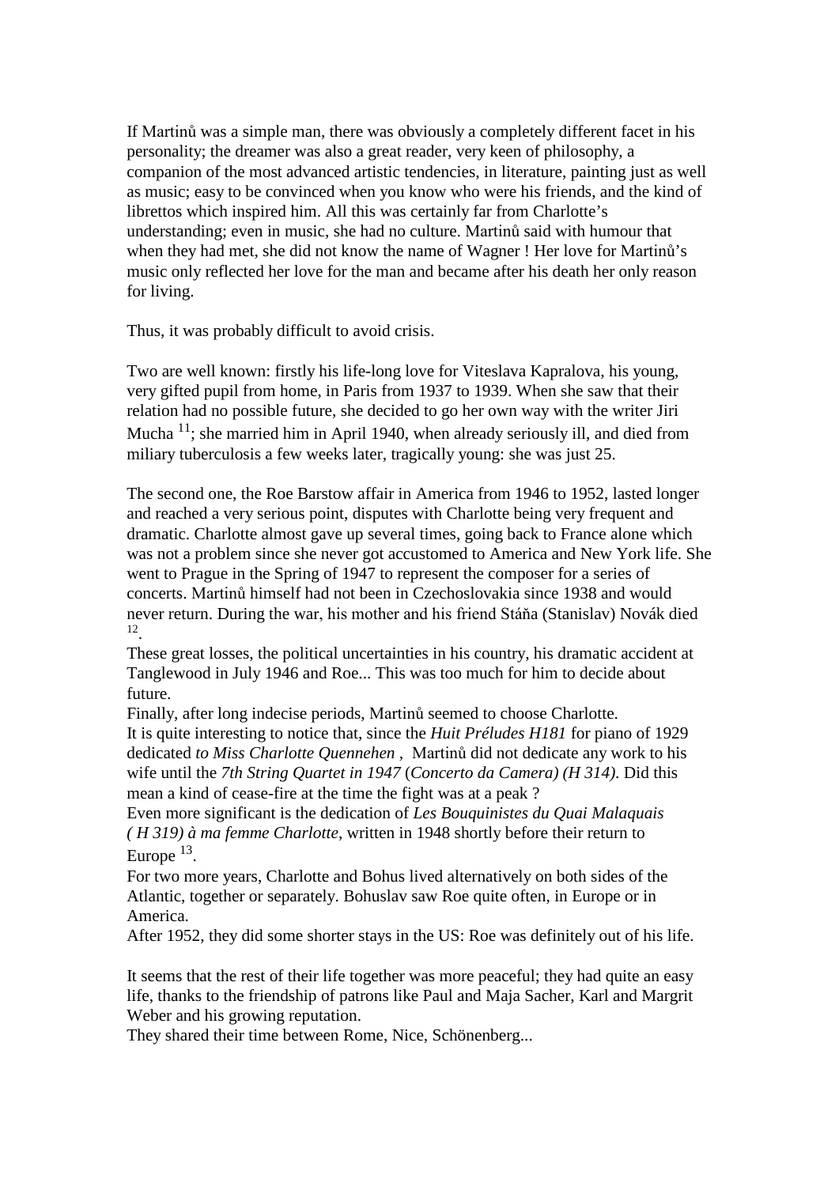If Martinů was a simple man, there was obviously a completely different facet in his personality; the dreamer was also a great reader, very keen of philosophy, a companion of the most advanced artistic tendencies, in literature, painting just as well as music; easy to be convinced when you know who were his friends, and the kind of librettos which inspired him. All this was certainly far from Charlotte's understanding; even in music, she had no culture. Martinů said with humour that when they had met, she did not know the name of Wagner ! Her love for Martinů's music only reflected her love for the man and became after his death her only reason for living.

Thus, it was probably difficult to avoid crisis.

Two are well known: firstly his life-long love for Viteslava Kapralova, his young, very gifted pupil from home, in Paris from 1937 to 1939. When she saw that their relation had no possible future, she decided to go her own way with the writer Jiri Mucha [11]; she married him in April 1940, when already seriously ill, and died from miliary tuberculosis a few weeks later, tragically young: she was just 25.

The second one, the Roe Barstow affair in America from 1946 to 1952, lasted longer and reached a very serious point, disputes with Charlotte being very frequent and dramatic. Charlotte almost gave up several times, going back to France alone which was not a problem since she never got accustomed to America and New York life. She went to Prague in the Spring of 1947 to represent the composer for a series of concerts. Martinů himself had not been in Czechoslovakia since 1938 and would never return. During the war, his mother and his friend Stáňa (Stanislav) Novák died [12].

These great losses, the political uncertainties in his country, his dramatic accident at Tanglewood in July 1946 and Roe... This was too much for him to decide about future.

Finally, after long indecise periods, Martinů seemed to choose Charlotte.

It is quite interesting to notice that, since the *Huit Préludes H181* for piano of 1929 dedicated *to Miss Charlotte Quennehen* , Martinů did not dedicate any work to his wife until the *7th String Quartet in 1947* (*Concerto da Camera) (H 314)*. Did this mean a kind of cease-fire at the time the fight was at a peak ?

Even more significant is the dedication of *Les Bouquinistes du Quai Malaquais ( H 319) à ma femme Charlotte*, written in 1948 shortly before their return to Europe [13].

For two more years, Charlotte and Bohus lived alternatively on both sides of the Atlantic, together or separately. Bohuslav saw Roe quite often, in Europe or in America.

After 1952, they did some shorter stays in the US: Roe was definitely out of his life.

It seems that the rest of their life together was more peaceful; they had quite an easy life, thanks to the friendship of patrons like Paul and Maja Sacher, Karl and Margrit Weber and his growing reputation.

They shared their time between Rome, Nice, Schönenberg...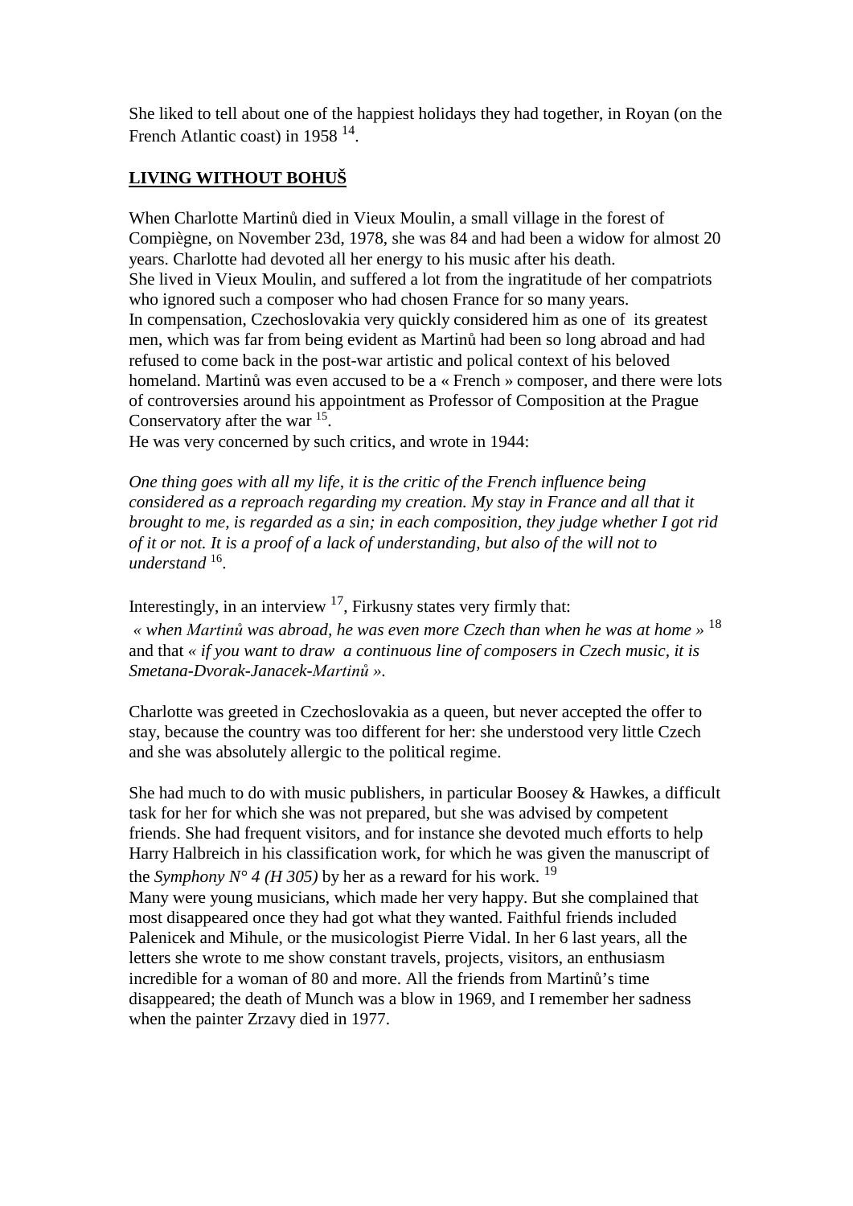She liked to tell about one of the happiest holidays they had together, in Royan (on the French Atlantic coast) in 1958 [14].

## LIVING WITHOUT BOHUŠ

When Charlotte Martinů died in Vieux Moulin, a small village in the forest of Compiègne, on November 23d, 1978, she was 84 and had been a widow for almost 20 years. Charlotte had devoted all her energy to his music after his death.
She lived in Vieux Moulin, and suffered a lot from the ingratitude of her compatriots who ignored such a composer who had chosen France for so many years.
In compensation, Czechoslovakia very quickly considered him as one of its greatest men, which was far from being evident as Martinů had been so long abroad and had refused to come back in the post-war artistic and polical context of his beloved homeland. Martinů was even accused to be a « French » composer, and there were lots of controversies around his appointment as Professor of Composition at the Prague Conservatory after the war [15].
He was very concerned by such critics, and wrote in 1944:

*One thing goes with all my life, it is the critic of the French influence being considered as a reproach regarding my creation. My stay in France and all that it brought to me, is regarded as a sin; in each composition, they judge whether I got rid of it or not. It is a proof of a lack of understanding, but also of the will not to understand* [16].

Interestingly, in an interview [17], Firkusny states very firmly that:
*« when Martinů was abroad, he was even more Czech than when he was at home »* [18] and that *« if you want to draw a continuous line of composers in Czech music, it is Smetana-Dvorak-Janacek-Martinů ».*

Charlotte was greeted in Czechoslovakia as a queen, but never accepted the offer to stay, because the country was too different for her: she understood very little Czech and she was absolutely allergic to the political regime.

She had much to do with music publishers, in particular Boosey & Hawkes, a difficult task for her for which she was not prepared, but she was advised by competent friends. She had frequent visitors, and for instance she devoted much efforts to help Harry Halbreich in his classification work, for which he was given the manuscript of the *Symphony N° 4 (H 305)* by her as a reward for his work. [19]
Many were young musicians, which made her very happy. But she complained that most disappeared once they had got what they wanted. Faithful friends included Palenicek and Mihule, or the musicologist Pierre Vidal. In her 6 last years, all the letters she wrote to me show constant travels, projects, visitors, an enthusiasm incredible for a woman of 80 and more. All the friends from Martinů's time disappeared; the death of Munch was a blow in 1969, and I remember her sadness when the painter Zrzavy died in 1977.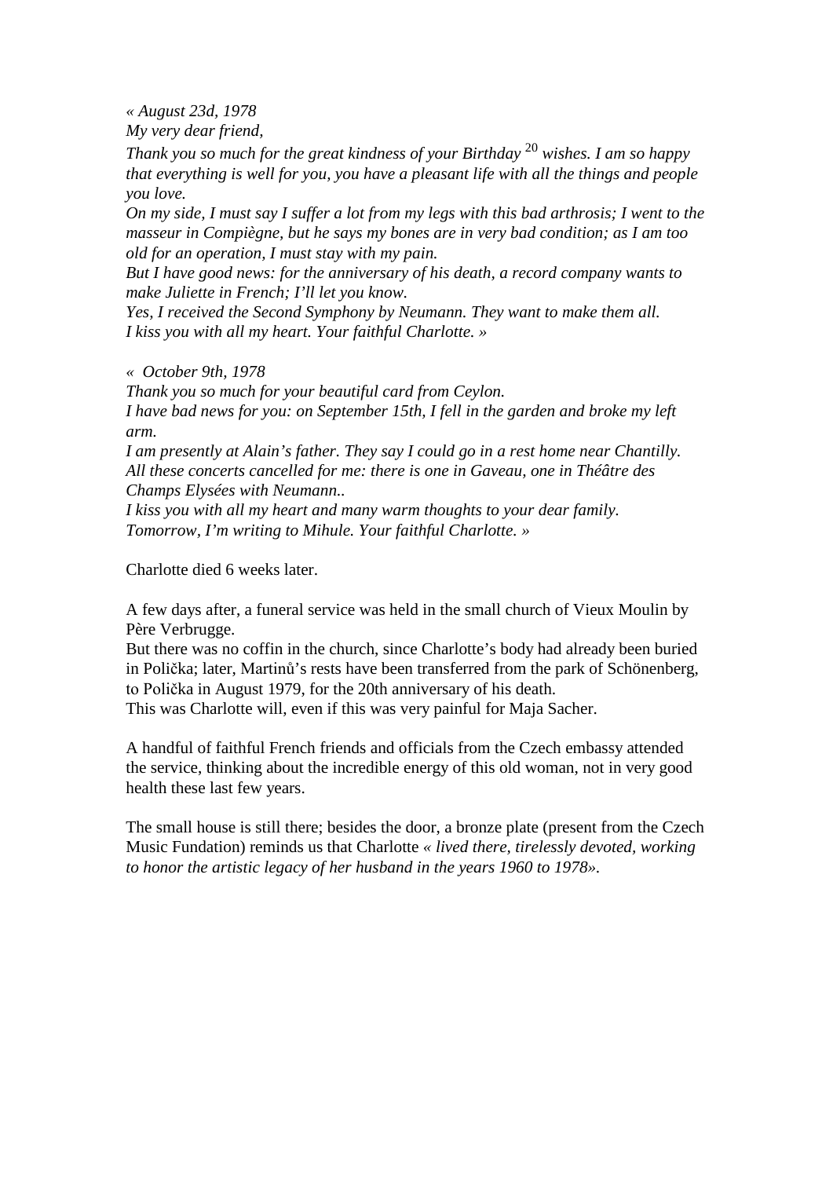*« August 23d, 1978*
*My very dear friend,*
*Thank you so much for the great kindness of your Birthday* [20] *wishes. I am so happy that everything is well for you, you have a pleasant life with all the things and people you love.*
*On my side, I must say I suffer a lot from my legs with this bad arthrosis; I went to the masseur in Compiègne, but he says my bones are in very bad condition; as I am too old for an operation, I must stay with my pain.*
*But I have good news: for the anniversary of his death, a record company wants to make Juliette in French; I'll let you know.*
*Yes, I received the Second Symphony by Neumann. They want to make them all.*
*I kiss you with all my heart. Your faithful Charlotte. »*

*« October 9th, 1978*
*Thank you so much for your beautiful card from Ceylon.*
*I have bad news for you: on September 15th, I fell in the garden and broke my left arm.*
*I am presently at Alain's father. They say I could go in a rest home near Chantilly.*
*All these concerts cancelled for me: there is one in Gaveau, one in Théâtre des Champs Elysées with Neumann..*
*I kiss you with all my heart and many warm thoughts to your dear family.*
*Tomorrow, I'm writing to Mihule. Your faithful Charlotte. »*

Charlotte died 6 weeks later.

A few days after, a funeral service was held in the small church of Vieux Moulin by Père Verbrugge.
But there was no coffin in the church, since Charlotte's body had already been buried in Polička; later, Martinů's rests have been transferred from the park of Schönenberg, to Polička in August 1979, for the 20th anniversary of his death.
This was Charlotte will, even if this was very painful for Maja Sacher.

A handful of faithful French friends and officials from the Czech embassy attended the service, thinking about the incredible energy of this old woman, not in very good health these last few years.

The small house is still there; besides the door, a bronze plate (present from the Czech Music Fundation) reminds us that Charlotte *« lived there, tirelessly devoted, working to honor the artistic legacy of her husband in the years 1960 to 1978»*.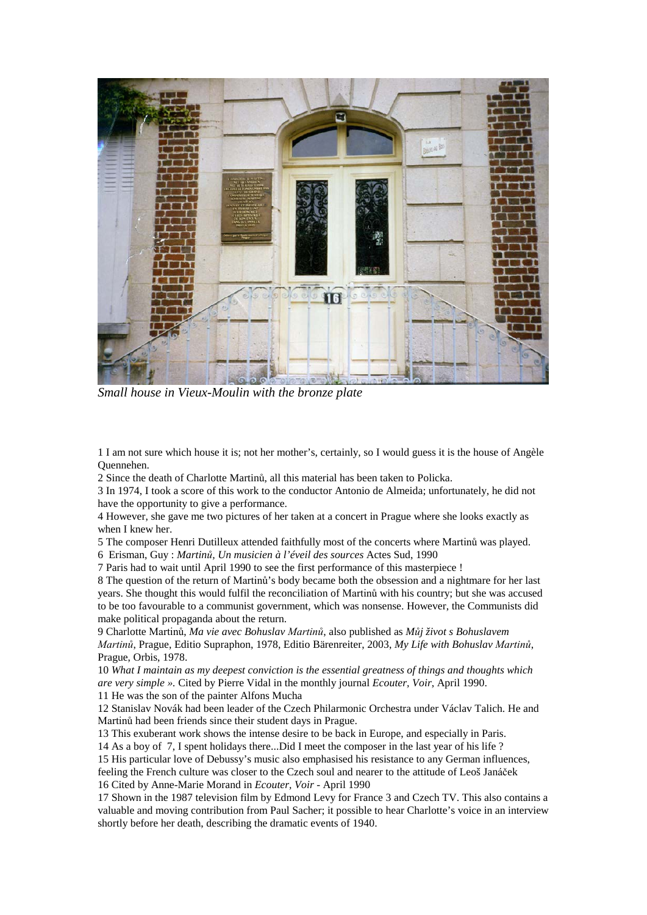*Small house in Vieux-Moulin with the bronze plate*

1 I am not sure which house it is; not her mother's, certainly, so I would guess it is the house of Angèle Quennehen.

2 Since the death of Charlotte Martinů, all this material has been taken to Policka.

3 In 1974, I took a score of this work to the conductor Antonio de Almeida; unfortunately, he did not have the opportunity to give a performance.

4 However, she gave me two pictures of her taken at a concert in Prague where she looks exactly as when I knew her.

5 The composer Henri Dutilleux attended faithfully most of the concerts where Martinů was played.

6 Erisman, Guy : *Martinů, Un musicien à l'éveil des sources* Actes Sud, 1990

7 Paris had to wait until April 1990 to see the first performance of this masterpiece !

8 The question of the return of Martinů's body became both the obsession and a nightmare for her last years. She thought this would fulfil the reconciliation of Martinů with his country; but she was accused to be too favourable to a communist government, which was nonsense. However, the Communists did make political propaganda about the return.

9 Charlotte Martinů, *Ma vie avec Bohuslav Martinů*, also published as *Můj život s Bohuslavem Martinů*, Prague, Editio Supraphon, 1978, Editio Bärenreiter, 2003, *My Life with Bohuslav Martinů*, Prague, Orbis, 1978.

10 *What I maintain as my deepest conviction is the essential greatness of things and thoughts which are very simple ».* Cited by Pierre Vidal in the monthly journal *Ecouter, Voir*, April 1990.

11 He was the son of the painter Alfons Mucha

12 Stanislav Novák had been leader of the Czech Philarmonic Orchestra under Václav Talich. He and Martinů had been friends since their student days in Prague.

13 This exuberant work shows the intense desire to be back in Europe, and especially in Paris.

14 As a boy of 7, I spent holidays there...Did I meet the composer in the last year of his life ?

15 His particular love of Debussy's music also emphasised his resistance to any German influences, feeling the French culture was closer to the Czech soul and nearer to the attitude of Leoš Janáček

16 Cited by Anne-Marie Morand in *Ecouter, Voir* - April 1990

17 Shown in the 1987 television film by Edmond Levy for France 3 and Czech TV. This also contains a valuable and moving contribution from Paul Sacher; it possible to hear Charlotte's voice in an interview shortly before her death, describing the dramatic events of 1940.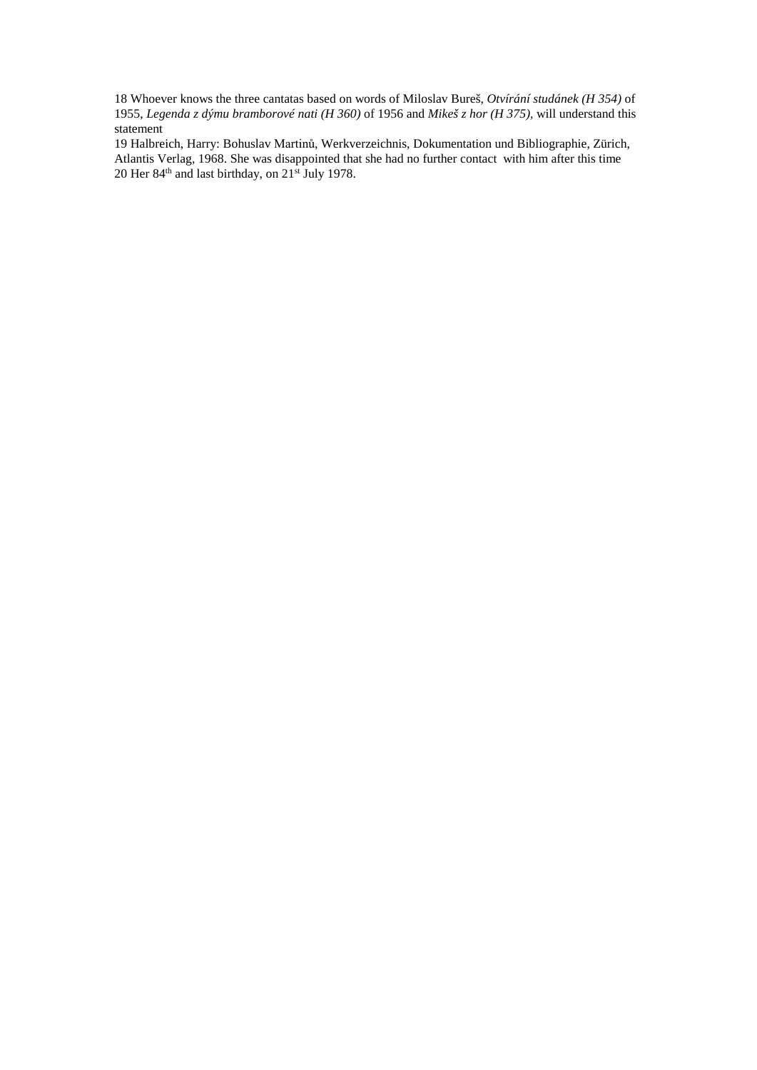18 Whoever knows the three cantatas based on words of Miloslav Bureš, *Otvírání studánek (H 354)* of 1955, *Legenda z dýmu bramborové nati (H 360)* of 1956 and *Mikeš z hor (H 375),* will understand this statement

19 Halbreich, Harry: Bohuslav Martinů, Werkverzeichnis, Dokumentation und Bibliographie, Zürich, Atlantis Verlag, 1968. She was disappointed that she had no further contact with him after this time

20 Her 84th and last birthday, on 21st July 1978.